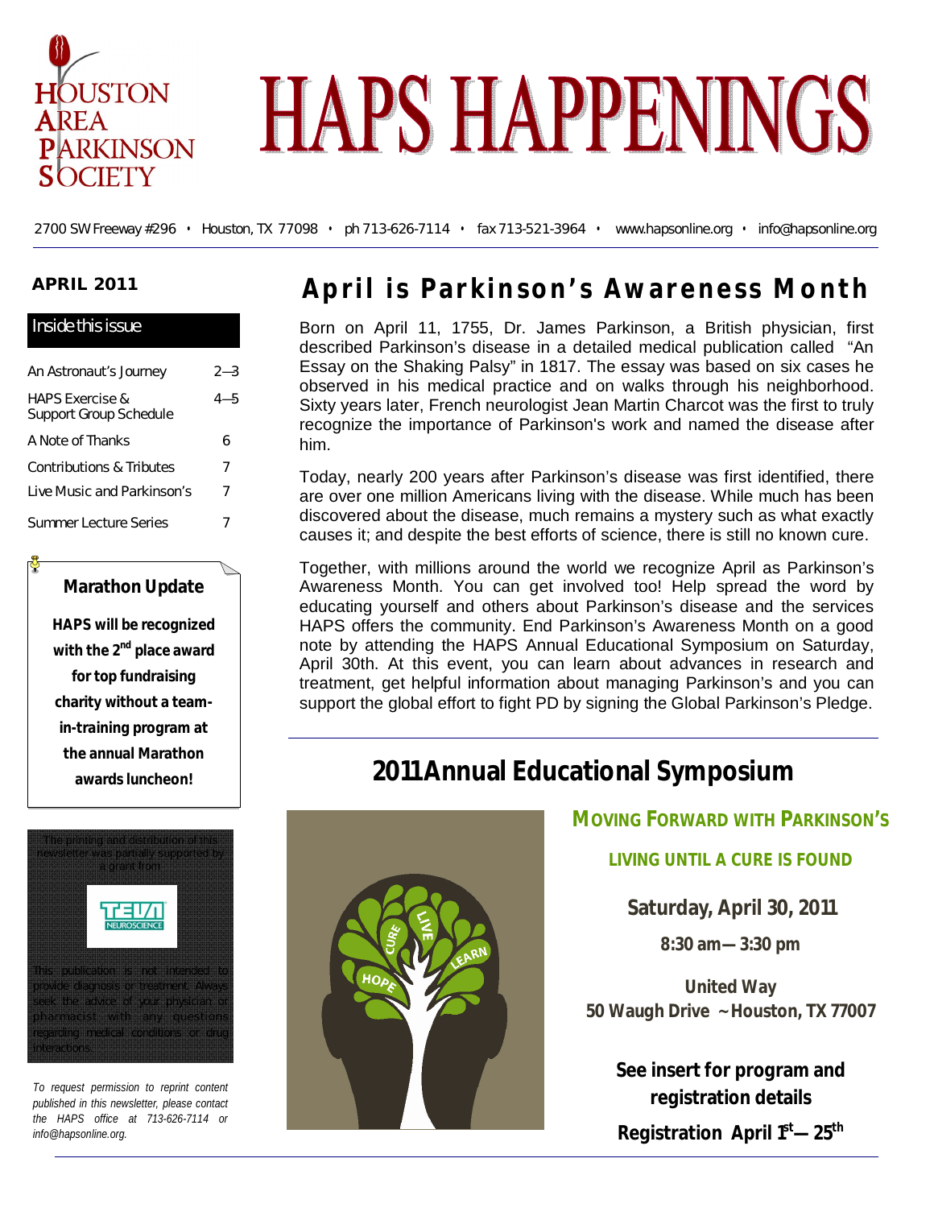# HAPS HAPPENINGS

HOUSTON AREA PARKINSON SOCIETY

2700 SW Freeway #296 • Houston, TX 77098 • ph 713-626-7114 • fax 713-521-3964 • www.hapsonline.org • info@hapsonline.org

**APRIL 2011**

## Inside this issue

| | |
|---|---|
| An Astronaut's Journey | 2—3 |
| HAPS Exercise & Support Group Schedule | 4—5 |
| A Note of Thanks | 6 |
| Contributions & Tributes | 7 |
| Live Music and Parkinson's | 7 |
| Summer Lecture Series | 7 |

### Marathon Update

**HAPS will be recognized with the 2nd place award for top fundraising charity without a team-in-training program at the annual Marathon awards luncheon!**

The printing and distribution of this newsletter was partially supported by a grant from

TEVA NEUROSCIENCE

This publication is not intended to provide diagnosis or treatment. Always seek the advice of your physician or pharmacist with any questions regarding medical conditions or drug interactions.

*To request permission to reprint content published in this newsletter, please contact the HAPS office at 713-626-7114 or info@hapsonline.org.*

# April is Parkinson's Awareness Month

Born on April 11, 1755, Dr. James Parkinson, a British physician, first described Parkinson's disease in a detailed medical publication called "An Essay on the Shaking Palsy" in 1817. The essay was based on six cases he observed in his medical practice and on walks through his neighborhood. Sixty years later, French neurologist Jean Martin Charcot was the first to truly recognize the importance of Parkinson's work and named the disease after him.

Today, nearly 200 years after Parkinson's disease was first identified, there are over one million Americans living with the disease. While much has been discovered about the disease, much remains a mystery such as what exactly causes it; and despite the best efforts of science, there is still no known cure.

Together, with millions around the world we recognize April as Parkinson's Awareness Month. You can get involved too! Help spread the word by educating yourself and others about Parkinson's disease and the services HAPS offers the community. End Parkinson's Awareness Month on a good note by attending the HAPS Annual Educational Symposium on Saturday, April 30th. At this event, you can learn about advances in research and treatment, get helpful information about managing Parkinson's and you can support the global effort to fight PD by signing the Global Parkinson's Pledge.

## 2011 Annual Educational Symposium

**MOVING FORWARD WITH PARKINSON'S**

**LIVING UNTIL A CURE IS FOUND**

**Saturday, April 30, 2011**

**8:30 am— 3:30 pm**

**United Way**
**50 Waugh Drive ~ Houston, TX 77007**

**See insert for program and registration details**

**Registration April 1st — 25th**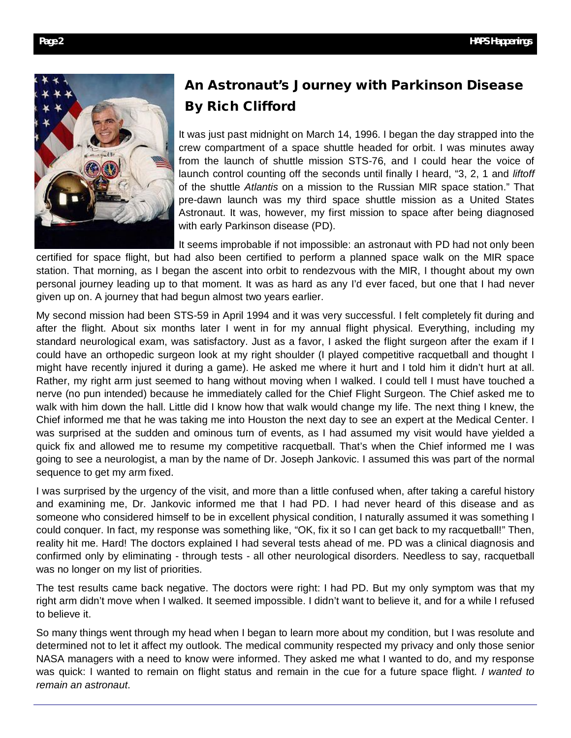## An Astronaut's Journey with Parkinson Disease

### By Rich Clifford

It was just past midnight on March 14, 1996. I began the day strapped into the crew compartment of a space shuttle headed for orbit. I was minutes away from the launch of shuttle mission STS-76, and I could hear the voice of launch control counting off the seconds until finally I heard, "3, 2, 1 and *liftoff* of the shuttle *Atlantis* on a mission to the Russian MIR space station." That pre-dawn launch was my third space shuttle mission as a United States Astronaut. It was, however, my first mission to space after being diagnosed with early Parkinson disease (PD).

It seems improbable if not impossible: an astronaut with PD had not only been certified for space flight, but had also been certified to perform a planned space walk on the MIR space station. That morning, as I began the ascent into orbit to rendezvous with the MIR, I thought about my own personal journey leading up to that moment. It was as hard as any I'd ever faced, but one that I had never given up on. A journey that had begun almost two years earlier.

My second mission had been STS-59 in April 1994 and it was very successful. I felt completely fit during and after the flight. About six months later I went in for my annual flight physical. Everything, including my standard neurological exam, was satisfactory. Just as a favor, I asked the flight surgeon after the exam if I could have an orthopedic surgeon look at my right shoulder (I played competitive racquetball and thought I might have recently injured it during a game). He asked me where it hurt and I told him it didn't hurt at all. Rather, my right arm just seemed to hang without moving when I walked. I could tell I must have touched a nerve (no pun intended) because he immediately called for the Chief Flight Surgeon. The Chief asked me to walk with him down the hall. Little did I know how that walk would change my life. The next thing I knew, the Chief informed me that he was taking me into Houston the next day to see an expert at the Medical Center. I was surprised at the sudden and ominous turn of events, as I had assumed my visit would have yielded a quick fix and allowed me to resume my competitive racquetball. That's when the Chief informed me I was going to see a neurologist, a man by the name of Dr. Joseph Jankovic. I assumed this was part of the normal sequence to get my arm fixed.

I was surprised by the urgency of the visit, and more than a little confused when, after taking a careful history and examining me, Dr. Jankovic informed me that I had PD. I had never heard of this disease and as someone who considered himself to be in excellent physical condition, I naturally assumed it was something I could conquer. In fact, my response was something like, "OK, fix it so I can get back to my racquetball!" Then, reality hit me. Hard! The doctors explained I had several tests ahead of me. PD was a clinical diagnosis and confirmed only by eliminating - through tests - all other neurological disorders. Needless to say, racquetball was no longer on my list of priorities.

The test results came back negative. The doctors were right: I had PD. But my only symptom was that my right arm didn't move when I walked. It seemed impossible. I didn't want to believe it, and for a while I refused to believe it.

So many things went through my head when I began to learn more about my condition, but I was resolute and determined not to let it affect my outlook. The medical community respected my privacy and only those senior NASA managers with a need to know were informed. They asked me what I wanted to do, and my response was quick: I wanted to remain on flight status and remain in the cue for a future space flight. *I wanted to remain an astronaut*.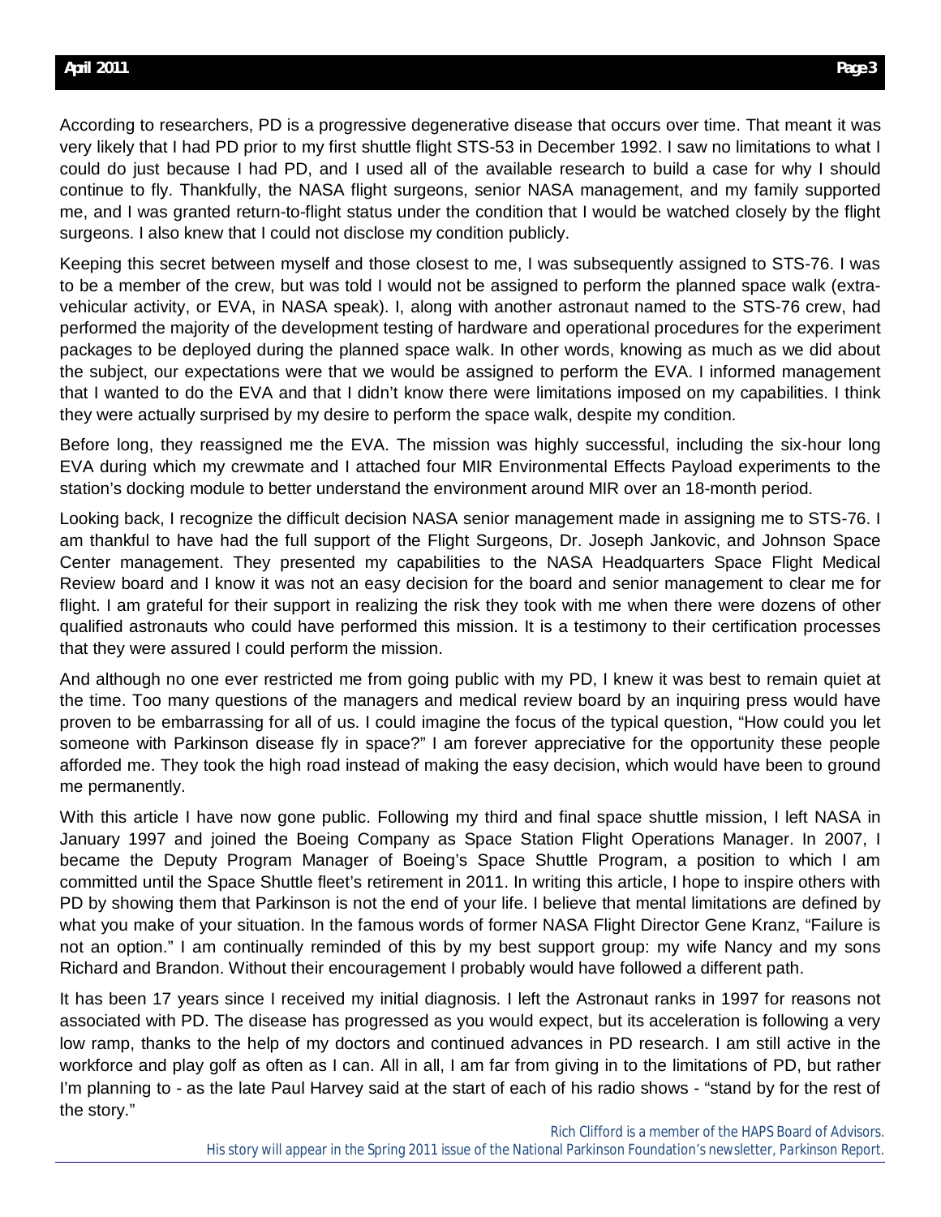According to researchers, PD is a progressive degenerative disease that occurs over time. That meant it was very likely that I had PD prior to my first shuttle flight STS-53 in December 1992. I saw no limitations to what I could do just because I had PD, and I used all of the available research to build a case for why I should continue to fly. Thankfully, the NASA flight surgeons, senior NASA management, and my family supported me, and I was granted return-to-flight status under the condition that I would be watched closely by the flight surgeons. I also knew that I could not disclose my condition publicly.

Keeping this secret between myself and those closest to me, I was subsequently assigned to STS-76. I was to be a member of the crew, but was told I would not be assigned to perform the planned space walk (extra-vehicular activity, or EVA, in NASA speak). I, along with another astronaut named to the STS-76 crew, had performed the majority of the development testing of hardware and operational procedures for the experiment packages to be deployed during the planned space walk. In other words, knowing as much as we did about the subject, our expectations were that we would be assigned to perform the EVA. I informed management that I wanted to do the EVA and that I didn't know there were limitations imposed on my capabilities. I think they were actually surprised by my desire to perform the space walk, despite my condition.

Before long, they reassigned me the EVA. The mission was highly successful, including the six-hour long EVA during which my crewmate and I attached four MIR Environmental Effects Payload experiments to the station's docking module to better understand the environment around MIR over an 18-month period.

Looking back, I recognize the difficult decision NASA senior management made in assigning me to STS-76. I am thankful to have had the full support of the Flight Surgeons, Dr. Joseph Jankovic, and Johnson Space Center management. They presented my capabilities to the NASA Headquarters Space Flight Medical Review board and I know it was not an easy decision for the board and senior management to clear me for flight. I am grateful for their support in realizing the risk they took with me when there were dozens of other qualified astronauts who could have performed this mission. It is a testimony to their certification processes that they were assured I could perform the mission.

And although no one ever restricted me from going public with my PD, I knew it was best to remain quiet at the time. Too many questions of the managers and medical review board by an inquiring press would have proven to be embarrassing for all of us. I could imagine the focus of the typical question, "How could you let someone with Parkinson disease fly in space?" I am forever appreciative for the opportunity these people afforded me. They took the high road instead of making the easy decision, which would have been to ground me permanently.

With this article I have now gone public. Following my third and final space shuttle mission, I left NASA in January 1997 and joined the Boeing Company as Space Station Flight Operations Manager. In 2007, I became the Deputy Program Manager of Boeing's Space Shuttle Program, a position to which I am committed until the Space Shuttle fleet's retirement in 2011. In writing this article, I hope to inspire others with PD by showing them that Parkinson is not the end of your life. I believe that mental limitations are defined by what you make of your situation. In the famous words of former NASA Flight Director Gene Kranz, "Failure is not an option." I am continually reminded of this by my best support group: my wife Nancy and my sons Richard and Brandon. Without their encouragement I probably would have followed a different path.

It has been 17 years since I received my initial diagnosis. I left the Astronaut ranks in 1997 for reasons not associated with PD. The disease has progressed as you would expect, but its acceleration is following a very low ramp, thanks to the help of my doctors and continued advances in PD research. I am still active in the workforce and play golf as often as I can. All in all, I am far from giving in to the limitations of PD, but rather I'm planning to - as the late Paul Harvey said at the start of each of his radio shows - "stand by for the rest of the story."

*Rich Clifford is a member of the HAPS Board of Advisors.*
*His story will appear in the Spring 2011 issue of the National Parkinson Foundation's newsletter, Parkinson Report.*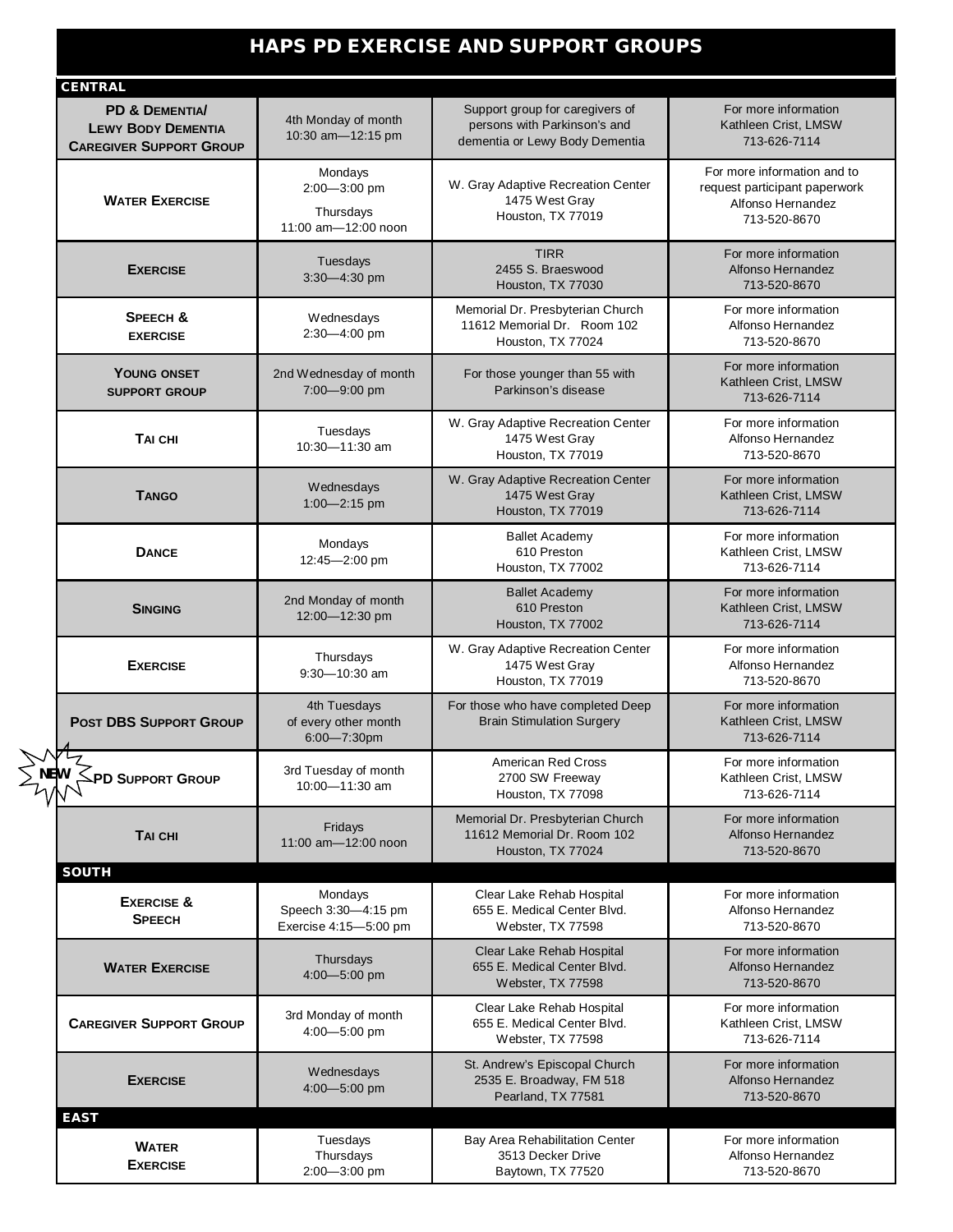# HAPS PD EXERCISE AND SUPPORT GROUPS

| CENTRAL | | | |
|---|---|---|---|
| **PD & Dementia/ Lewy Body Dementia Caregiver Support Group** | 4th Monday of month 10:30 am—12:15 pm | Support group for caregivers of persons with Parkinson's and dementia or Lewy Body Dementia | For more information Kathleen Crist, LMSW 713-626-7114 |
| **Water Exercise** | Mondays 2:00—3:00 pm Thursdays 11:00 am—12:00 noon | W. Gray Adaptive Recreation Center 1475 West Gray Houston, TX 77019 | For more information and to request participant paperwork Alfonso Hernandez 713-520-8670 |
| **Exercise** | Tuesdays 3:30—4:30 pm | TIRR 2455 S. Braeswood Houston, TX 77030 | For more information Alfonso Hernandez 713-520-8670 |
| **Speech & exercise** | Wednesdays 2:30—4:00 pm | Memorial Dr. Presbyterian Church 11612 Memorial Dr. Room 102 Houston, TX 77024 | For more information Alfonso Hernandez 713-520-8670 |
| **Young onset support group** | 2nd Wednesday of month 7:00—9:00 pm | For those younger than 55 with Parkinson's disease | For more information Kathleen Crist, LMSW 713-626-7114 |
| **Tai chi** | Tuesdays 10:30—11:30 am | W. Gray Adaptive Recreation Center 1475 West Gray Houston, TX 77019 | For more information Alfonso Hernandez 713-520-8670 |
| **Tango** | Wednesdays 1:00—2:15 pm | W. Gray Adaptive Recreation Center 1475 West Gray Houston, TX 77019 | For more information Kathleen Crist, LMSW 713-626-7114 |
| **Dance** | Mondays 12:45—2:00 pm | Ballet Academy 610 Preston Houston, TX 77002 | For more information Kathleen Crist, LMSW 713-626-7114 |
| **Singing** | 2nd Monday of month 12:00—12:30 pm | Ballet Academy 610 Preston Houston, TX 77002 | For more information Kathleen Crist, LMSW 713-626-7114 |
| **Exercise** | Thursdays 9:30—10:30 am | W. Gray Adaptive Recreation Center 1475 West Gray Houston, TX 77019 | For more information Alfonso Hernandez 713-520-8670 |
| **Post DBS Support Group** | 4th Tuesdays of every other month 6:00—7:30pm | For those who have completed Deep Brain Stimulation Surgery | For more information Kathleen Crist, LMSW 713-626-7114 |
| NEW **PD Support Group** | 3rd Tuesday of month 10:00—11:30 am | American Red Cross 2700 SW Freeway Houston, TX 77098 | For more information Kathleen Crist, LMSW 713-626-7114 |
| **Tai chi** | Fridays 11:00 am—12:00 noon | Memorial Dr. Presbyterian Church 11612 Memorial Dr. Room 102 Houston, TX 77024 | For more information Alfonso Hernandez 713-520-8670 |
| **SOUTH** | | | |
| **Exercise & Speech** | Mondays Speech 3:30—4:15 pm Exercise 4:15—5:00 pm | Clear Lake Rehab Hospital 655 E. Medical Center Blvd. Webster, TX 77598 | For more information Alfonso Hernandez 713-520-8670 |
| **Water Exercise** | Thursdays 4:00—5:00 pm | Clear Lake Rehab Hospital 655 E. Medical Center Blvd. Webster, TX 77598 | For more information Alfonso Hernandez 713-520-8670 |
| **Caregiver Support Group** | 3rd Monday of month 4:00—5:00 pm | Clear Lake Rehab Hospital 655 E. Medical Center Blvd. Webster, TX 77598 | For more information Kathleen Crist, LMSW 713-626-7114 |
| **Exercise** | Wednesdays 4:00—5:00 pm | St. Andrew's Episcopal Church 2535 E. Broadway, FM 518 Pearland, TX 77581 | For more information Alfonso Hernandez 713-520-8670 |
| **EAST** | | | |
| **Water Exercise** | Tuesdays Thursdays 2:00—3:00 pm | Bay Area Rehabilitation Center 3513 Decker Drive Baytown, TX 77520 | For more information Alfonso Hernandez 713-520-8670 |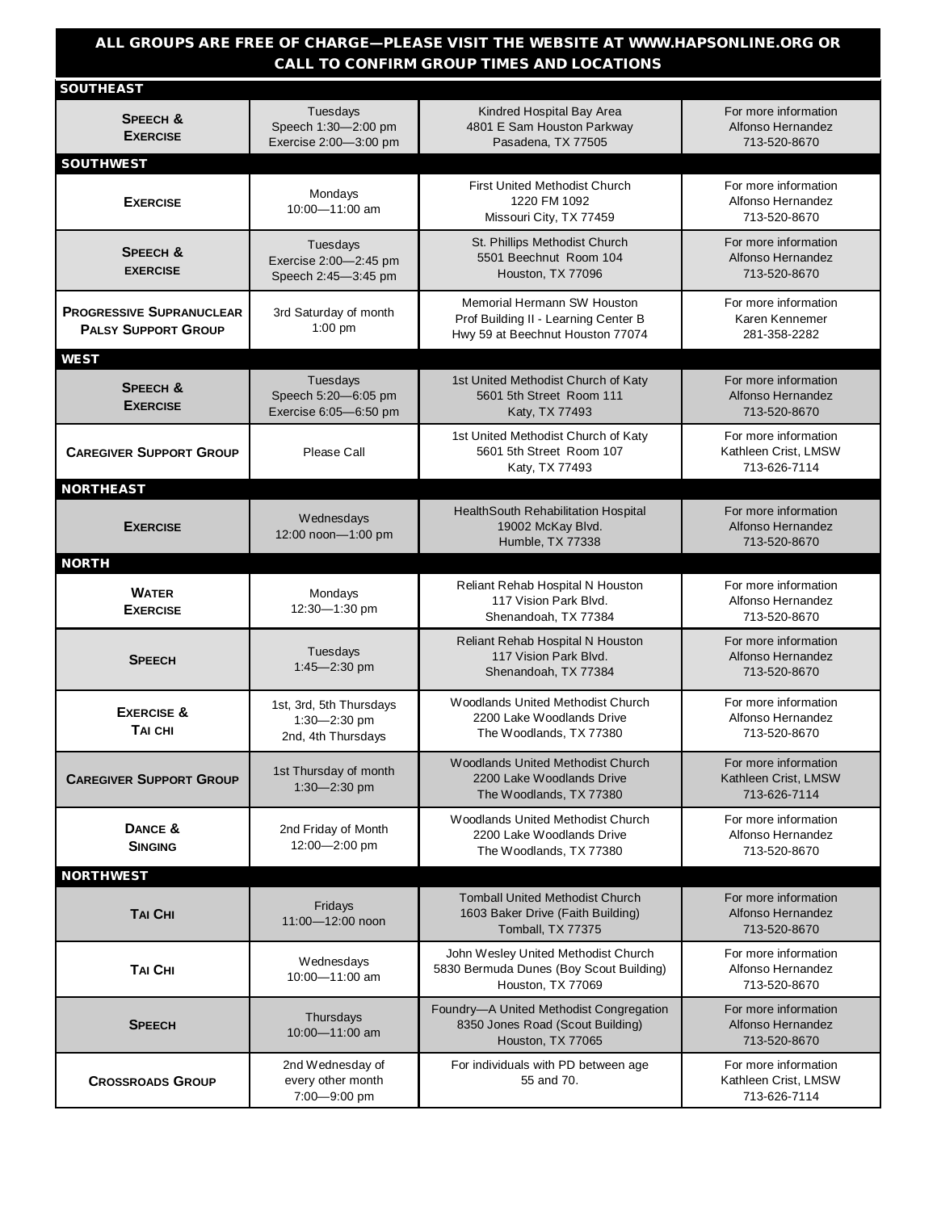**ALL GROUPS ARE FREE OF CHARGE—PLEASE VISIT THE WEBSITE AT WWW.HAPSONLINE.ORG OR CALL TO CONFIRM GROUP TIMES AND LOCATIONS**

| | | | |
|---|---|---|---|
| **SOUTHEAST** | | | |
| **Speech & Exercise** | Tuesdays<br>Speech 1:30—2:00 pm<br>Exercise 2:00—3:00 pm | Kindred Hospital Bay Area<br>4801 E Sam Houston Parkway<br>Pasadena, TX 77505 | For more information<br>Alfonso Hernandez<br>713-520-8670 |
| **SOUTHWEST** | | | |
| **Exercise** | Mondays<br>10:00—11:00 am | First United Methodist Church<br>1220 FM 1092<br>Missouri City, TX 77459 | For more information<br>Alfonso Hernandez<br>713-520-8670 |
| **Speech & exercise** | Tuesdays<br>Exercise 2:00—2:45 pm<br>Speech 2:45—3:45 pm | St. Phillips Methodist Church<br>5501 Beechnut Room 104<br>Houston, TX 77096 | For more information<br>Alfonso Hernandez<br>713-520-8670 |
| **Progressive Supranuclear Palsy Support Group** | 3rd Saturday of month<br>1:00 pm | Memorial Hermann SW Houston<br>Prof Building II - Learning Center B<br>Hwy 59 at Beechnut Houston 77074 | For more information<br>Karen Kennemer<br>281-358-2282 |
| **WEST** | | | |
| **Speech & Exercise** | Tuesdays<br>Speech 5:20—6:05 pm<br>Exercise 6:05—6:50 pm | 1st United Methodist Church of Katy<br>5601 5th Street Room 111<br>Katy, TX 77493 | For more information<br>Alfonso Hernandez<br>713-520-8670 |
| **Caregiver Support Group** | Please Call | 1st United Methodist Church of Katy<br>5601 5th Street Room 107<br>Katy, TX 77493 | For more information<br>Kathleen Crist, LMSW<br>713-626-7114 |
| **NORTHEAST** | | | |
| **Exercise** | Wednesdays<br>12:00 noon—1:00 pm | HealthSouth Rehabilitation Hospital<br>19002 McKay Blvd.<br>Humble, TX 77338 | For more information<br>Alfonso Hernandez<br>713-520-8670 |
| **NORTH** | | | |
| **Water Exercise** | Mondays<br>12:30—1:30 pm | Reliant Rehab Hospital N Houston<br>117 Vision Park Blvd.<br>Shenandoah, TX 77384 | For more information<br>Alfonso Hernandez<br>713-520-8670 |
| **Speech** | Tuesdays<br>1:45—2:30 pm | Reliant Rehab Hospital N Houston<br>117 Vision Park Blvd.<br>Shenandoah, TX 77384 | For more information<br>Alfonso Hernandez<br>713-520-8670 |
| **Exercise & Tai chi** | 1st, 3rd, 5th Thursdays<br>1:30—2:30 pm<br>2nd, 4th Thursdays | Woodlands United Methodist Church<br>2200 Lake Woodlands Drive<br>The Woodlands, TX 77380 | For more information<br>Alfonso Hernandez<br>713-520-8670 |
| **Caregiver Support Group** | 1st Thursday of month<br>1:30—2:30 pm | Woodlands United Methodist Church<br>2200 Lake Woodlands Drive<br>The Woodlands, TX 77380 | For more information<br>Kathleen Crist, LMSW<br>713-626-7114 |
| **Dance & Singing** | 2nd Friday of Month<br>12:00—2:00 pm | Woodlands United Methodist Church<br>2200 Lake Woodlands Drive<br>The Woodlands, TX 77380 | For more information<br>Alfonso Hernandez<br>713-520-8670 |
| **NORTHWEST** | | | |
| **Tai Chi** | Fridays<br>11:00—12:00 noon | Tomball United Methodist Church<br>1603 Baker Drive (Faith Building)<br>Tomball, TX 77375 | For more information<br>Alfonso Hernandez<br>713-520-8670 |
| **Tai Chi** | Wednesdays<br>10:00—11:00 am | John Wesley United Methodist Church<br>5830 Bermuda Dunes (Boy Scout Building)<br>Houston, TX 77069 | For more information<br>Alfonso Hernandez<br>713-520-8670 |
| **Speech** | Thursdays<br>10:00—11:00 am | Foundry—A United Methodist Congregation<br>8350 Jones Road (Scout Building)<br>Houston, TX 77065 | For more information<br>Alfonso Hernandez<br>713-520-8670 |
| **Crossroads Group** | 2nd Wednesday of every other month<br>7:00—9:00 pm | For individuals with PD between age 55 and 70. | For more information<br>Kathleen Crist, LMSW<br>713-626-7114 |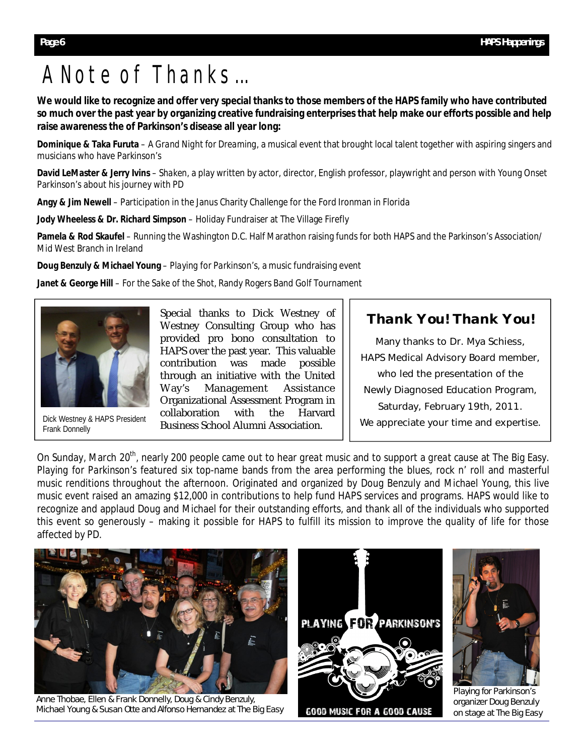# A Note of Thanks…

**We would like to recognize and offer very special thanks to those members of the HAPS family who have contributed so much over the past year by organizing creative fundraising enterprises that help make our efforts possible and help raise awareness the of Parkinson's disease all year long:**

**Dominique & Taka Furuta** – *A Grand Night for Dreaming*, a musical event that brought local talent together with aspiring singers and musicians who have Parkinson's

**David LeMaster & Jerry Ivins** – *Shaken*, a play written by actor, director, English professor, playwright and person with Young Onset Parkinson's about his journey with PD

**Angy & Jim Newell** – Participation in the Janus Charity Challenge for the Ford Ironman in Florida

**Jody Wheeless & Dr. Richard Simpson** – Holiday Fundraiser at The Village Firefly

**Pamela & Rod Skaufel** – Running the Washington D.C. Half Marathon raising funds for both HAPS and the Parkinson's Association/ Mid West Branch in Ireland

**Doug Benzuly & Michael Young** – *Playing for Parkinson's*, a music fundraising event

**Janet & George Hill** – *For the Sake of the Shot*, Randy Rogers Band Golf Tournament

Dick Westney & HAPS President Frank Donnelly

Special thanks to Dick Westney of Westney Consulting Group who has provided pro bono consultation to HAPS over the past year. This valuable contribution was made possible through an initiative with the United Way's Management Assistance Organizational Assessment Program in collaboration with the Harvard Business School Alumni Association.

## Thank You! Thank You!

Many thanks to Dr. Mya Schiess, HAPS Medical Advisory Board member, who led the presentation of the Newly Diagnosed Education Program, Saturday, February 19th, 2011. We appreciate your time and expertise.

On Sunday, March 20th, nearly 200 people came out to hear great music and to support a great cause at The Big Easy. Playing for Parkinson's featured six top-name bands from the area performing the blues, rock n' roll and masterful music renditions throughout the afternoon. Originated and organized by Doug Benzuly and Michael Young, this live music event raised an amazing $12,000 in contributions to help fund HAPS services and programs. HAPS would like to recognize and applaud Doug and Michael for their outstanding efforts, and thank all of the individuals who supported this event so generously – making it possible for HAPS to fulfill its mission to improve the quality of life for those affected by PD.

Anne Thobae, Ellen & Frank Donnelly, Doug & Cindy Benzuly, Michael Young & Susan Otte and Alfonso Hernandez at The Big Easy

Playing for Parkinson's organizer Doug Benzuly on stage at The Big Easy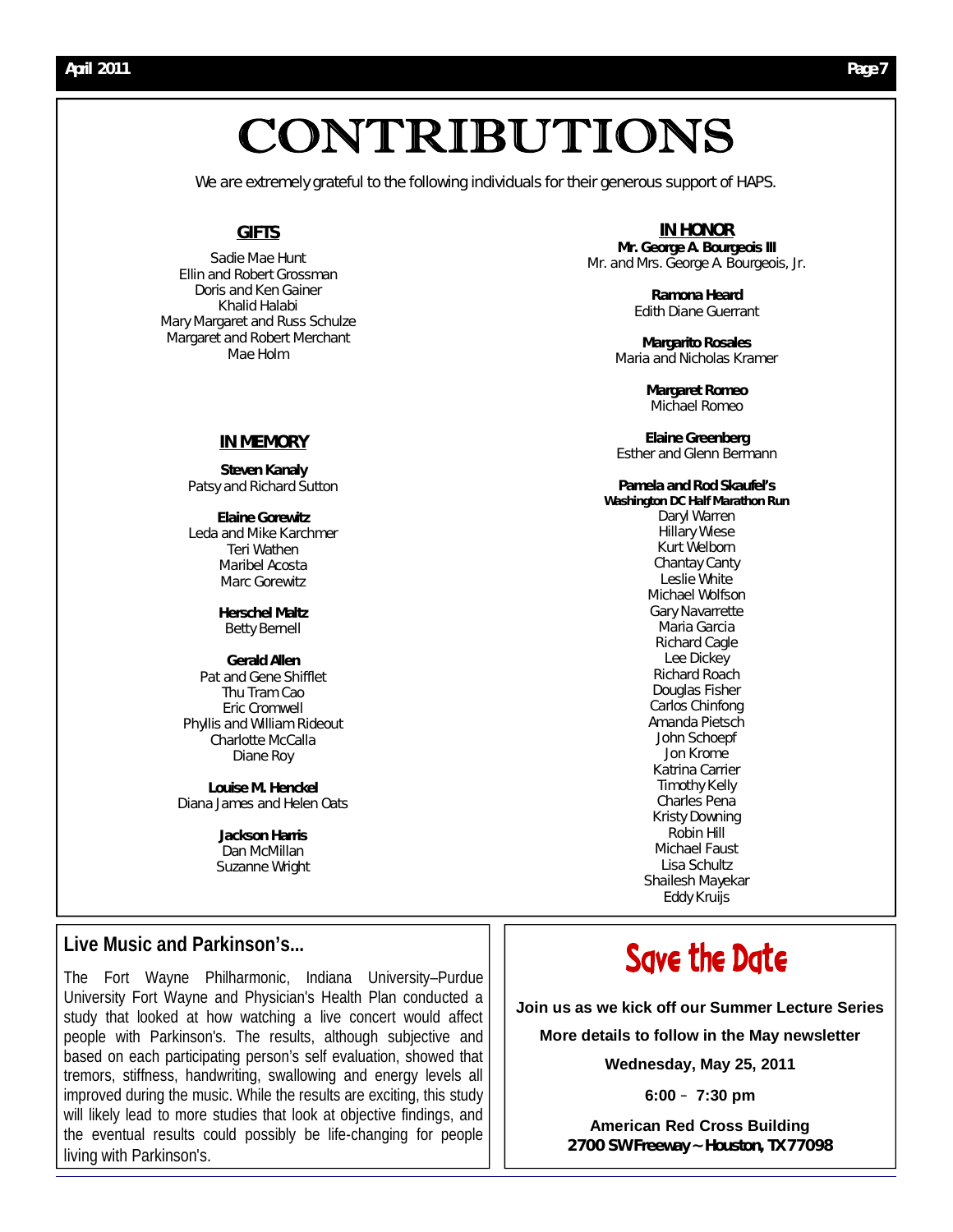# CONTRIBUTIONS

We are extremely grateful to the following individuals for their generous support of HAPS.

## GIFTS

Sadie Mae Hunt
Ellin and Robert Grossman
Doris and Ken Gainer
Khalid Halabi
Mary Margaret and Russ Schulze
Margaret and Robert Merchant
Mae Holm

## IN MEMORY

**Steven Kanaly**
Patsy and Richard Sutton

**Elaine Gorewitz**
Leda and Mike Karchmer
Teri Wathen
Maribel Acosta
Marc Gorewitz

**Herschel Maltz**
Betty Bernell

**Gerald Allen**
Pat and Gene Shifflet
Thu Tram Cao
Eric Cromwell
Phyllis and William Rideout
Charlotte McCalla
Diane Roy

**Louise M. Henckel**
Diana James and Helen Oats

**Jackson Harris**
Dan McMillan
Suzanne Wright

## IN HONOR

**Mr. George A. Bourgeois III**
Mr. and Mrs. George A. Bourgeois, Jr.

**Ramona Heard**
Edith Diane Guerrant

**Margarito Rosales**
Maria and Nicholas Kramer

**Margaret Romeo**
Michael Romeo

**Elaine Greenberg**
Esther and Glenn Bermann

**Pamela and Rod Skaufel's**
**Washington DC Half Marathon Run**
Daryl Warren
Hillary Wiese
Kurt Welborn
Chantay Canty
Leslie White
Michael Wolfson
Gary Navarrette
Maria Garcia
Richard Cagle
Lee Dickey
Richard Roach
Douglas Fisher
Carlos Chinfong
Amanda Pietsch
John Schoepf
Jon Krome
Katrina Carrier
Timothy Kelly
Charles Pena
Kristy Downing
Robin Hill
Michael Faust
Lisa Schultz
Shailesh Mayekar
Eddy Kruijs

## Live Music and Parkinson's...

The Fort Wayne Philharmonic, Indiana University–Purdue University Fort Wayne and Physician's Health Plan conducted a study that looked at how watching a live concert would affect people with Parkinson's. The results, although subjective and based on each participating person's self evaluation, showed that tremors, stiffness, handwriting, swallowing and energy levels all improved during the music. While the results are exciting, this study will likely lead to more studies that look at objective findings, and the eventual results could possibly be life-changing for people living with Parkinson's.

## Save the Date

**Join us as we kick off our Summer Lecture Series**

**More details to follow in the May newsletter**

**Wednesday, May 25, 2011**

**6:00 – 7:30 pm**

**American Red Cross Building**
**2700 SW Freeway ~ Houston, TX 77098**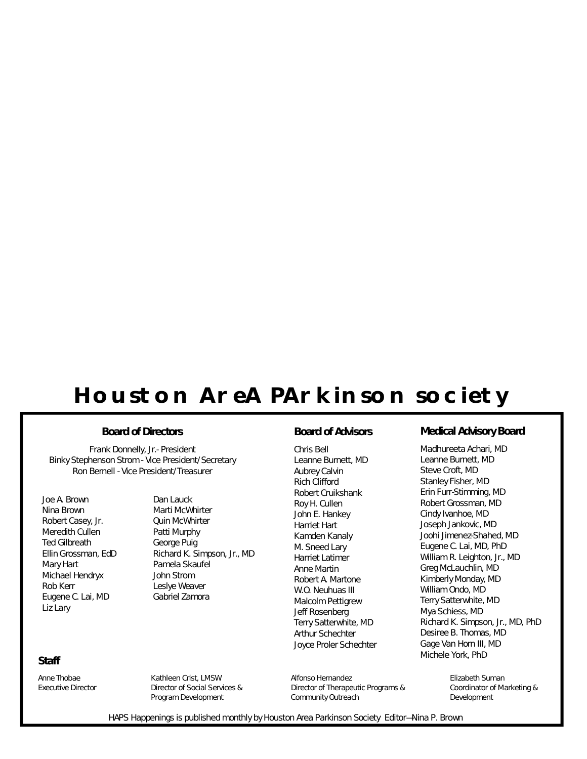# Houston Area Parkinson Society

## Board of Directors

Frank Donnelly, Jr.- President
Binky Stephenson Strom - Vice President/Secretary
Ron Bernell - Vice President/Treasurer

Joe A. Brown
Nina Brown
Robert Casey, Jr.
Meredith Cullen
Ted Gilbreath
Ellin Grossman, EdD
Mary Hart
Michael Hendryx
Rob Kerr
Eugene C. Lai, MD
Liz Lary
Dan Lauck
Marti McWhirter
Quin McWhirter
Patti Murphy
George Puig
Richard K. Simpson, Jr., MD
Pamela Skaufel
John Strom
Leslye Weaver
Gabriel Zamora

## Board of Advisors

Chris Bell
Leanne Burnett, MD
Aubrey Calvin
Rich Clifford
Robert Cruikshank
Roy H. Cullen
John E. Hankey
Harriet Hart
Kamden Kanaly
M. Sneed Lary
Harriet Latimer
Anne Martin
Robert A. Martone
W.O. Neuhuas III
Malcolm Pettigrew
Jeff Rosenberg
Terry Satterwhite, MD
Arthur Schechter
Joyce Proler Schechter

## Medical Advisory Board

Madhureeta Achari, MD
Leanne Burnett, MD
Steve Croft, MD
Stanley Fisher, MD
Erin Furr-Stimming, MD
Robert Grossman, MD
Cindy Ivanhoe, MD
Joseph Jankovic, MD
Joohi Jimenez-Shahed, MD
Eugene C. Lai, MD, PhD
William R. Leighton, Jr., MD
Greg McLauchlin, MD
Kimberly Monday, MD
William Ondo, MD
Terry Satterwhite, MD
Mya Schiess, MD
Richard K. Simpson, Jr., MD, PhD
Desiree B. Thomas, MD
Gage Van Horn III, MD
Michele York, PhD

## Staff

Anne Thobae
Executive Director

Kathleen Crist, LMSW
Director of Social Services & Program Development

Alfonso Hernandez
Director of Therapeutic Programs & Community Outreach

Elizabeth Suman
Coordinator of Marketing & Development

HAPS Happenings is published monthly by Houston Area Parkinson Society Editor—Nina P. Brown